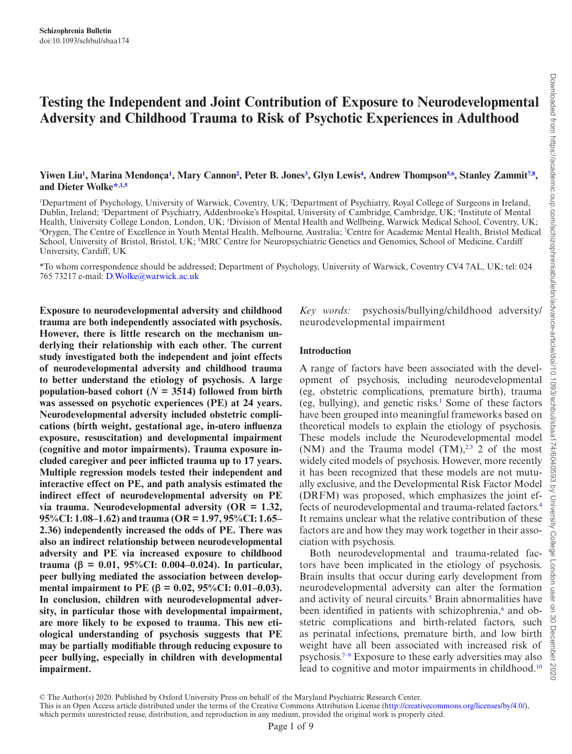# Testing the Independent and Joint Contribution of Exposure to Neurodevelopmental Adversity and Childhood Trauma to Risk of Psychotic Experiences in Adulthood

**Yiwen Liu[1], Marina Mendonça[1], Mary Cannon[2], Peter B. Jones[3], Glyn Lewis[4], Andrew Thompson[5,6], Stanley Zammit[7,8], and Dieter Wolke*[,1,5]**

[1]Department of Psychology, University of Warwick, Coventry, UK; [2]Department of Psychiatry, Royal College of Surgeons in Ireland, Dublin, Ireland; [3]Department of Psychiatry, Addenbrooke's Hospital, University of Cambridge, Cambridge, UK; [4]Institute of Mental Health, University College London, London, UK; [5]Division of Mental Health and Wellbeing, Warwick Medical School, Coventry, UK; [6]Orygen, The Centre of Excellence in Youth Mental Health, Melbourne, Australia; [7]Centre for Academic Mental Health, Bristol Medical School, University of Bristol, Bristol, UK; [8]MRC Centre for Neuropsychiatric Genetics and Genomics, School of Medicine, Cardiff University, Cardiff, UK

*To whom correspondence should be addressed; Department of Psychology, University of Warwick, Coventry CV4 7AL, UK; tel: 024 765 73217 e-mail: D.Wolke@warwick.ac.uk

**Exposure to neurodevelopmental adversity and childhood trauma are both independently associated with psychosis. However, there is little research on the mechanism underlying their relationship with each other. The current study investigated both the independent and joint effects of neurodevelopmental adversity and childhood trauma to better understand the etiology of psychosis. A large population-based cohort (*N* = 3514) followed from birth was assessed on psychotic experiences (PE) at 24 years. Neurodevelopmental adversity included obstetric complications (birth weight, gestational age, in-utero influenza exposure, resuscitation) and developmental impairment (cognitive and motor impairments). Trauma exposure included caregiver and peer inflicted trauma up to 17 years. Multiple regression models tested their independent and interactive effect on PE, and path analysis estimated the indirect effect of neurodevelopmental adversity on PE via trauma. Neurodevelopmental adversity (OR = 1.32, 95%CI: 1.08–1.62) and trauma (OR = 1.97, 95%CI: 1.65–2.36) independently increased the odds of PE. There was also an indirect relationship between neurodevelopmental adversity and PE via increased exposure to childhood trauma (β = 0.01, 95%CI: 0.004–0.024). In particular, peer bullying mediated the association between developmental impairment to PE (β = 0.02, 95%CI: 0.01–0.03). In conclusion, children with neurodevelopmental adversity, in particular those with developmental impairment, are more likely to be exposed to trauma. This new etiological understanding of psychosis suggests that PE may be partially modifiable through reducing exposure to peer bullying, especially in children with developmental impairment.**

*Key words:* psychosis/bullying/childhood adversity/neurodevelopmental impairment

## Introduction

A range of factors have been associated with the development of psychosis, including neurodevelopmental (eg, obstetric complications, premature birth), trauma (eg, bullying), and genetic risks.[1] Some of these factors have been grouped into meaningful frameworks based on theoretical models to explain the etiology of psychosis. These models include the Neurodevelopmental model (NM) and the Trauma model (TM),[2,3] 2 of the most widely cited models of psychosis. However, more recently it has been recognized that these models are not mutually exclusive, and the Developmental Risk Factor Model (DRFM) was proposed, which emphasizes the joint effects of neurodevelopmental and trauma-related factors.[4] It remains unclear what the relative contribution of these factors are and how they may work together in their association with psychosis.

Both neurodevelopmental and trauma-related factors have been implicated in the etiology of psychosis. Brain insults that occur during early development from neurodevelopmental adversity can alter the formation and activity of neural circuits.[5] Brain abnormalities have been identified in patients with schizophrenia,[6] and obstetric complications and birth-related factors, such as perinatal infections, premature birth, and low birth weight have all been associated with increased risk of psychosis.[7–9] Exposure to these early adversities may also lead to cognitive and motor impairments in childhood.[10]

© The Author(s) 2020. Published by Oxford University Press on behalf of the Maryland Psychiatric Research Center.
This is an Open Access article distributed under the terms of the Creative Commons Attribution License (http://creativecommons.org/licenses/by/4.0/), which permits unrestricted reuse, distribution, and reproduction in any medium, provided the original work is properly cited.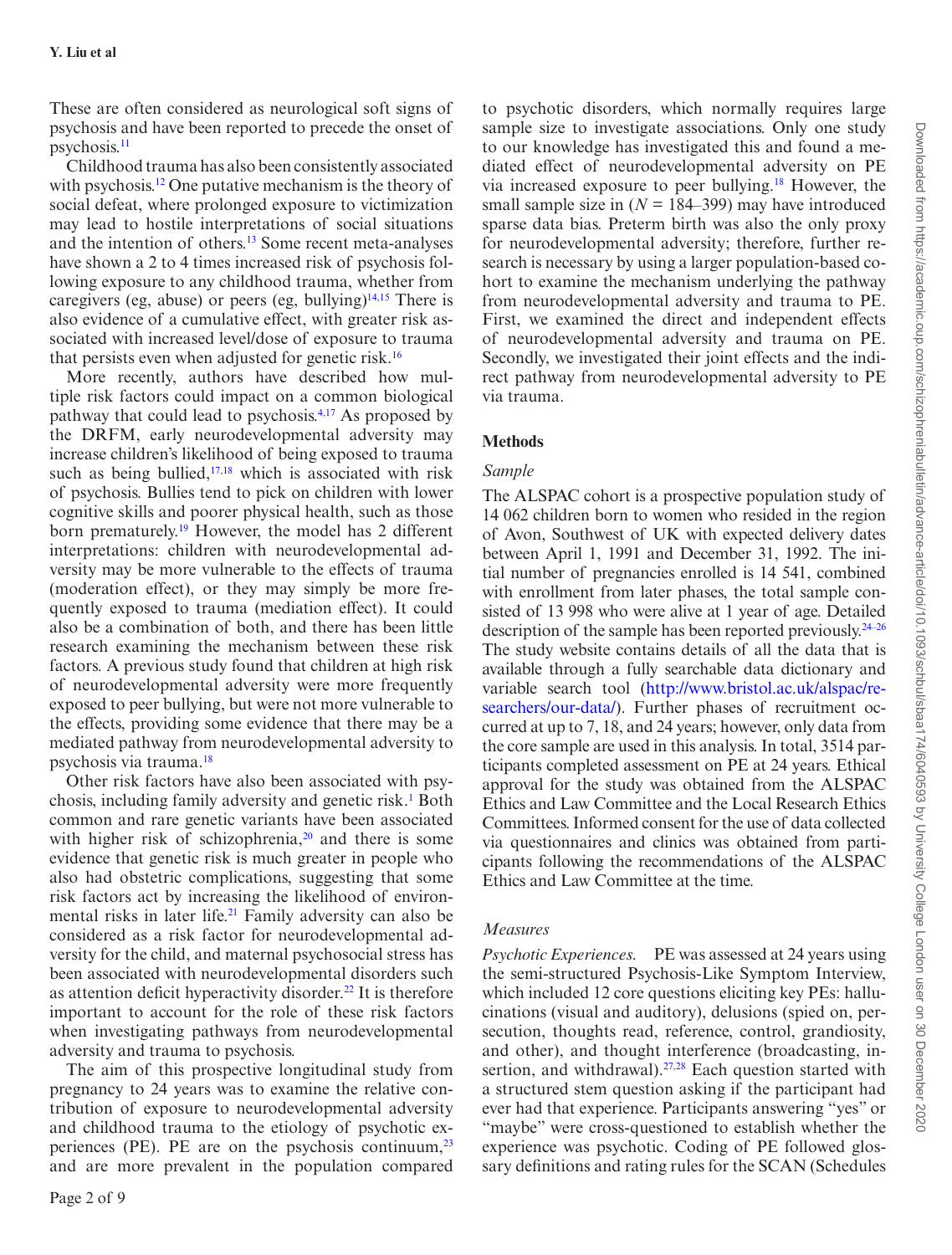These are often considered as neurological soft signs of psychosis and have been reported to precede the onset of psychosis.[11]

Childhood trauma has also been consistently associated with psychosis.[12] One putative mechanism is the theory of social defeat, where prolonged exposure to victimization may lead to hostile interpretations of social situations and the intention of others.[13] Some recent meta-analyses have shown a 2 to 4 times increased risk of psychosis following exposure to any childhood trauma, whether from caregivers (eg, abuse) or peers (eg, bullying)[14,15] There is also evidence of a cumulative effect, with greater risk associated with increased level/dose of exposure to trauma that persists even when adjusted for genetic risk.[16]

More recently, authors have described how multiple risk factors could impact on a common biological pathway that could lead to psychosis.[4,17] As proposed by the DRFM, early neurodevelopmental adversity may increase children's likelihood of being exposed to trauma such as being bullied,[17,18] which is associated with risk of psychosis. Bullies tend to pick on children with lower cognitive skills and poorer physical health, such as those born prematurely.[19] However, the model has 2 different interpretations: children with neurodevelopmental adversity may be more vulnerable to the effects of trauma (moderation effect), or they may simply be more frequently exposed to trauma (mediation effect). It could also be a combination of both, and there has been little research examining the mechanism between these risk factors. A previous study found that children at high risk of neurodevelopmental adversity were more frequently exposed to peer bullying, but were not more vulnerable to the effects, providing some evidence that there may be a mediated pathway from neurodevelopmental adversity to psychosis via trauma.[18]

Other risk factors have also been associated with psychosis, including family adversity and genetic risk.[1] Both common and rare genetic variants have been associated with higher risk of schizophrenia,[20] and there is some evidence that genetic risk is much greater in people who also had obstetric complications, suggesting that some risk factors act by increasing the likelihood of environmental risks in later life.[21] Family adversity can also be considered as a risk factor for neurodevelopmental adversity for the child, and maternal psychosocial stress has been associated with neurodevelopmental disorders such as attention deficit hyperactivity disorder.[22] It is therefore important to account for the role of these risk factors when investigating pathways from neurodevelopmental adversity and trauma to psychosis.

The aim of this prospective longitudinal study from pregnancy to 24 years was to examine the relative contribution of exposure to neurodevelopmental adversity and childhood trauma to the etiology of psychotic experiences (PE). PE are on the psychosis continuum,[23] and are more prevalent in the population compared to psychotic disorders, which normally requires large sample size to investigate associations. Only one study to our knowledge has investigated this and found a mediated effect of neurodevelopmental adversity on PE via increased exposure to peer bullying.[18] However, the small sample size in ($N$ = 184–399) may have introduced sparse data bias. Preterm birth was also the only proxy for neurodevelopmental adversity; therefore, further research is necessary by using a larger population-based cohort to examine the mechanism underlying the pathway from neurodevelopmental adversity and trauma to PE. First, we examined the direct and independent effects of neurodevelopmental adversity and trauma on PE. Secondly, we investigated their joint effects and the indirect pathway from neurodevelopmental adversity to PE via trauma.

## Methods

### *Sample*

The ALSPAC cohort is a prospective population study of 14 062 children born to women who resided in the region of Avon, Southwest of UK with expected delivery dates between April 1, 1991 and December 31, 1992. The initial number of pregnancies enrolled is 14 541, combined with enrollment from later phases, the total sample consisted of 13 998 who were alive at 1 year of age. Detailed description of the sample has been reported previously.[24–26] The study website contains details of all the data that is available through a fully searchable data dictionary and variable search tool (http://www.bristol.ac.uk/alspac/researchers/our-data/). Further phases of recruitment occurred at up to 7, 18, and 24 years; however, only data from the core sample are used in this analysis. In total, 3514 participants completed assessment on PE at 24 years. Ethical approval for the study was obtained from the ALSPAC Ethics and Law Committee and the Local Research Ethics Committees. Informed consent for the use of data collected via questionnaires and clinics was obtained from participants following the recommendations of the ALSPAC Ethics and Law Committee at the time.

### *Measures*

*Psychotic Experiences.* PE was assessed at 24 years using the semi-structured Psychosis-Like Symptom Interview, which included 12 core questions eliciting key PEs: hallucinations (visual and auditory), delusions (spied on, persecution, thoughts read, reference, control, grandiosity, and other), and thought interference (broadcasting, insertion, and withdrawal).[27,28] Each question started with a structured stem question asking if the participant had ever had that experience. Participants answering "yes" or "maybe" were cross-questioned to establish whether the experience was psychotic. Coding of PE followed glossary definitions and rating rules for the SCAN (Schedules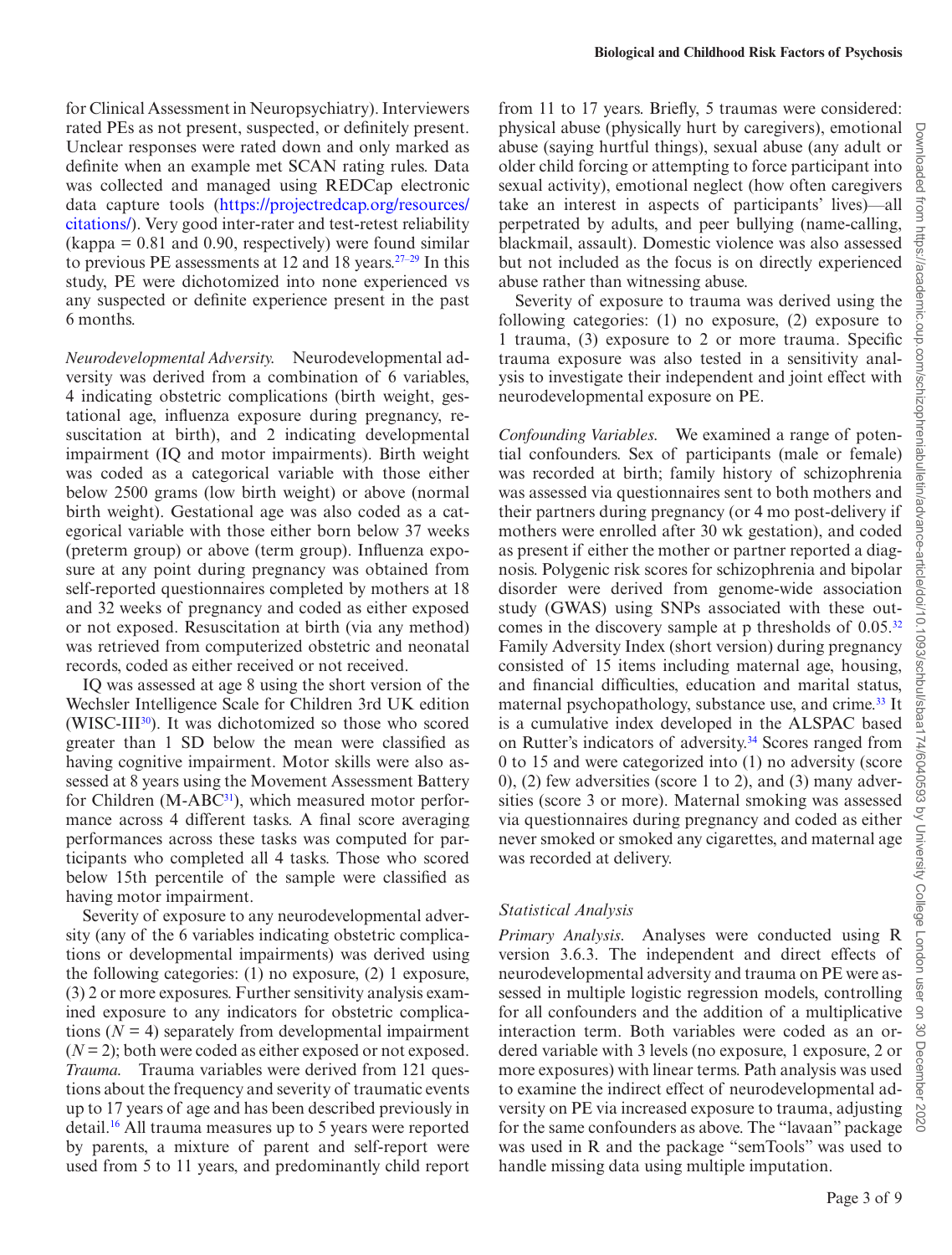for Clinical Assessment in Neuropsychiatry). Interviewers rated PEs as not present, suspected, or definitely present. Unclear responses were rated down and only marked as definite when an example met SCAN rating rules. Data was collected and managed using REDCap electronic data capture tools (https://projectredcap.org/resources/citations/). Very good inter-rater and test-retest reliability (kappa = 0.81 and 0.90, respectively) were found similar to previous PE assessments at 12 and 18 years.[27–29] In this study, PE were dichotomized into none experienced vs any suspected or definite experience present in the past 6 months.

*Neurodevelopmental Adversity.* Neurodevelopmental adversity was derived from a combination of 6 variables, 4 indicating obstetric complications (birth weight, gestational age, influenza exposure during pregnancy, resuscitation at birth), and 2 indicating developmental impairment (IQ and motor impairments). Birth weight was coded as a categorical variable with those either below 2500 grams (low birth weight) or above (normal birth weight). Gestational age was also coded as a categorical variable with those either born below 37 weeks (preterm group) or above (term group). Influenza exposure at any point during pregnancy was obtained from self-reported questionnaires completed by mothers at 18 and 32 weeks of pregnancy and coded as either exposed or not exposed. Resuscitation at birth (via any method) was retrieved from computerized obstetric and neonatal records, coded as either received or not received.

IQ was assessed at age 8 using the short version of the Wechsler Intelligence Scale for Children 3rd UK edition (WISC-III[30]). It was dichotomized so those who scored greater than 1 SD below the mean were classified as having cognitive impairment. Motor skills were also assessed at 8 years using the Movement Assessment Battery for Children (M-ABC[31]), which measured motor performance across 4 different tasks. A final score averaging performances across these tasks was computed for participants who completed all 4 tasks. Those who scored below 15th percentile of the sample were classified as having motor impairment.

Severity of exposure to any neurodevelopmental adversity (any of the 6 variables indicating obstetric complications or developmental impairments) was derived using the following categories: (1) no exposure, (2) 1 exposure, (3) 2 or more exposures. Further sensitivity analysis examined exposure to any indicators for obstetric complications ($N = 4$) separately from developmental impairment ($N = 2$); both were coded as either exposed or not exposed.

*Trauma.* Trauma variables were derived from 121 questions about the frequency and severity of traumatic events up to 17 years of age and has been described previously in detail.[16] All trauma measures up to 5 years were reported by parents, a mixture of parent and self-report were used from 5 to 11 years, and predominantly child report from 11 to 17 years. Briefly, 5 traumas were considered: physical abuse (physically hurt by caregivers), emotional abuse (saying hurtful things), sexual abuse (any adult or older child forcing or attempting to force participant into sexual activity), emotional neglect (how often caregivers take an interest in aspects of participants' lives)—all perpetrated by adults, and peer bullying (name-calling, blackmail, assault). Domestic violence was also assessed but not included as the focus is on directly experienced abuse rather than witnessing abuse.

Severity of exposure to trauma was derived using the following categories: (1) no exposure, (2) exposure to 1 trauma, (3) exposure to 2 or more trauma. Specific trauma exposure was also tested in a sensitivity analysis to investigate their independent and joint effect with neurodevelopmental exposure on PE.

*Confounding Variables.* We examined a range of potential confounders. Sex of participants (male or female) was recorded at birth; family history of schizophrenia was assessed via questionnaires sent to both mothers and their partners during pregnancy (or 4 mo post-delivery if mothers were enrolled after 30 wk gestation), and coded as present if either the mother or partner reported a diagnosis. Polygenic risk scores for schizophrenia and bipolar disorder were derived from genome-wide association study (GWAS) using SNPs associated with these outcomes in the discovery sample at p thresholds of 0.05.[32] Family Adversity Index (short version) during pregnancy consisted of 15 items including maternal age, housing, and financial difficulties, education and marital status, maternal psychopathology, substance use, and crime.[33] It is a cumulative index developed in the ALSPAC based on Rutter's indicators of adversity.[34] Scores ranged from 0 to 15 and were categorized into (1) no adversity (score 0), (2) few adversities (score 1 to 2), and (3) many adversities (score 3 or more). Maternal smoking was assessed via questionnaires during pregnancy and coded as either never smoked or smoked any cigarettes, and maternal age was recorded at delivery.

### Statistical Analysis

*Primary Analysis.* Analyses were conducted using R version 3.6.3. The independent and direct effects of neurodevelopmental adversity and trauma on PE were assessed in multiple logistic regression models, controlling for all confounders and the addition of a multiplicative interaction term. Both variables were coded as an ordered variable with 3 levels (no exposure, 1 exposure, 2 or more exposures) with linear terms. Path analysis was used to examine the indirect effect of neurodevelopmental adversity on PE via increased exposure to trauma, adjusting for the same confounders as above. The "lavaan" package was used in R and the package "semTools" was used to handle missing data using multiple imputation.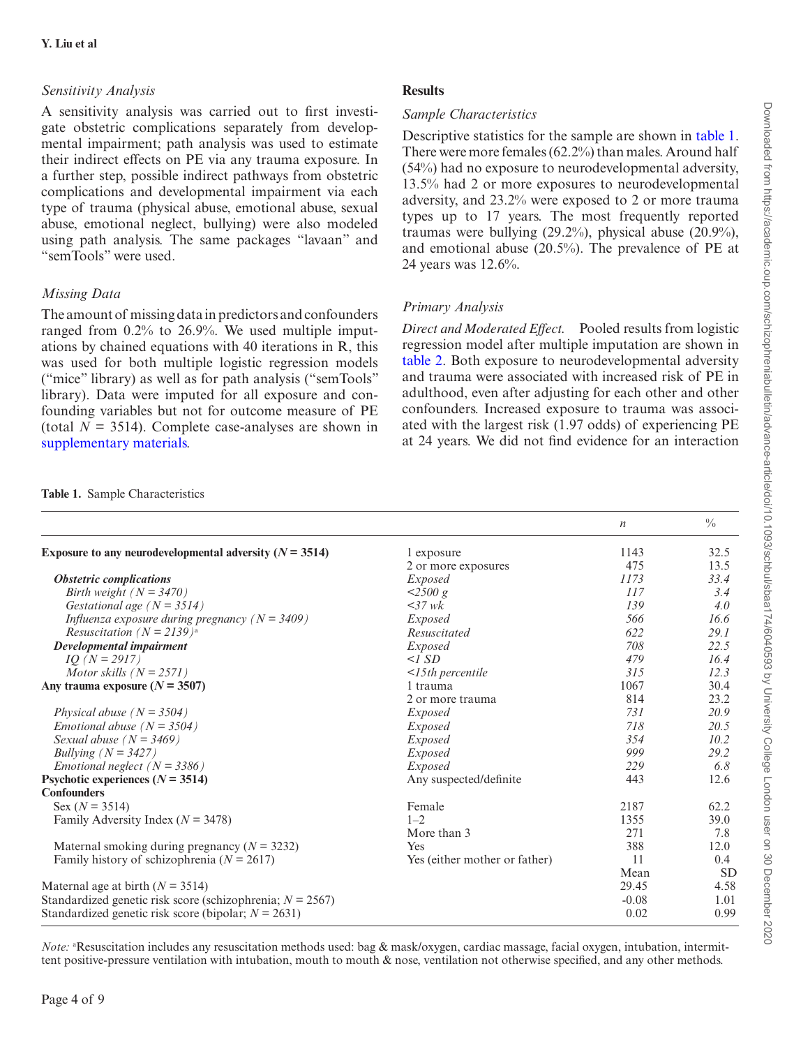### *Sensitivity Analysis*

A sensitivity analysis was carried out to first investigate obstetric complications separately from developmental impairment; path analysis was used to estimate their indirect effects on PE via any trauma exposure. In a further step, possible indirect pathways from obstetric complications and developmental impairment via each type of trauma (physical abuse, emotional abuse, sexual abuse, emotional neglect, bullying) were also modeled using path analysis. The same packages "lavaan" and "semTools" were used.

### *Missing Data*

The amount of missing data in predictors and confounders ranged from 0.2% to 26.9%. We used multiple imputations by chained equations with 40 iterations in R, this was used for both multiple logistic regression models ("mice" library) as well as for path analysis ("semTools" library). Data were imputed for all exposure and confounding variables but not for outcome measure of PE (total $N$ = 3514). Complete case-analyses are shown in supplementary materials.

## Results

### *Sample Characteristics*

Descriptive statistics for the sample are shown in table 1. There were more females (62.2%) than males. Around half (54%) had no exposure to neurodevelopmental adversity, 13.5% had 2 or more exposures to neurodevelopmental adversity, and 23.2% were exposed to 2 or more trauma types up to 17 years. The most frequently reported traumas were bullying (29.2%), physical abuse (20.9%), and emotional abuse (20.5%). The prevalence of PE at 24 years was 12.6%.

### *Primary Analysis*

*Direct and Moderated Effect.* Pooled results from logistic regression model after multiple imputation are shown in table 2. Both exposure to neurodevelopmental adversity and trauma were associated with increased risk of PE in adulthood, even after adjusting for each other and other confounders. Increased exposure to trauma was associated with the largest risk (1.97 odds) of experiencing PE at 24 years. We did not find evidence for an interaction

**Table 1.** Sample Characteristics

| | | $n$ | % |
|---|---|---|---|
| **Exposure to any neurodevelopmental adversity ($N$ = 3514)** | 1 exposure | 1143 | 32.5 |
| | 2 or more exposures | 475 | 13.5 |
| ***Obstetric complications*** | *Exposed* | *1173* | *33.4* |
| *Birth weight (N = 3470)* | *<2500 g* | *117* | *3.4* |
| *Gestational age (N = 3514)* | *<37 wk* | *139* | *4.0* |
| *Influenza exposure during pregnancy (N = 3409)* | *Exposed* | *566* | *16.6* |
| *Resuscitation (N = 2139)*[a] | *Resuscitated* | *622* | *29.1* |
| ***Developmental impairment*** | *Exposed* | *708* | *22.5* |
| *IQ (N = 2917)* | *<1 SD* | *479* | *16.4* |
| *Motor skills (N = 2571)* | *<15th percentile* | *315* | *12.3* |
| **Any trauma exposure ($N$ = 3507)** | 1 trauma | 1067 | 30.4 |
| | 2 or more trauma | 814 | 23.2 |
| *Physical abuse (N = 3504)* | *Exposed* | *731* | *20.9* |
| *Emotional abuse (N = 3504)* | *Exposed* | *718* | *20.5* |
| *Sexual abuse (N = 3469)* | *Exposed* | *354* | *10.2* |
| *Bullying (N = 3427)* | *Exposed* | *999* | *29.2* |
| *Emotional neglect (N = 3386)* | *Exposed* | *229* | *6.8* |
| **Psychotic experiences ($N$ = 3514)** | Any suspected/definite | 443 | 12.6 |
| **Confounders** | | | |
| Sex ($N$ = 3514) | Female | 2187 | 62.2 |
| Family Adversity Index ($N$ = 3478) | 1–2 | 1355 | 39.0 |
| | More than 3 | 271 | 7.8 |
| Maternal smoking during pregnancy ($N$ = 3232) | Yes | 388 | 12.0 |
| Family history of schizophrenia ($N$ = 2617) | Yes (either mother or father) | 11 | 0.4 |
| | | Mean | SD |
| Maternal age at birth ($N$ = 3514) | | 29.45 | 4.58 |
| Standardized genetic risk score (schizophrenia; $N$ = 2567) | | -0.08 | 1.01 |
| Standardized genetic risk score (bipolar; $N$ = 2631) | | 0.02 | 0.99 |

*Note:* [a]Resuscitation includes any resuscitation methods used: bag & mask/oxygen, cardiac massage, facial oxygen, intubation, intermittent positive-pressure ventilation with intubation, mouth to mouth & nose, ventilation not otherwise specified, and any other methods.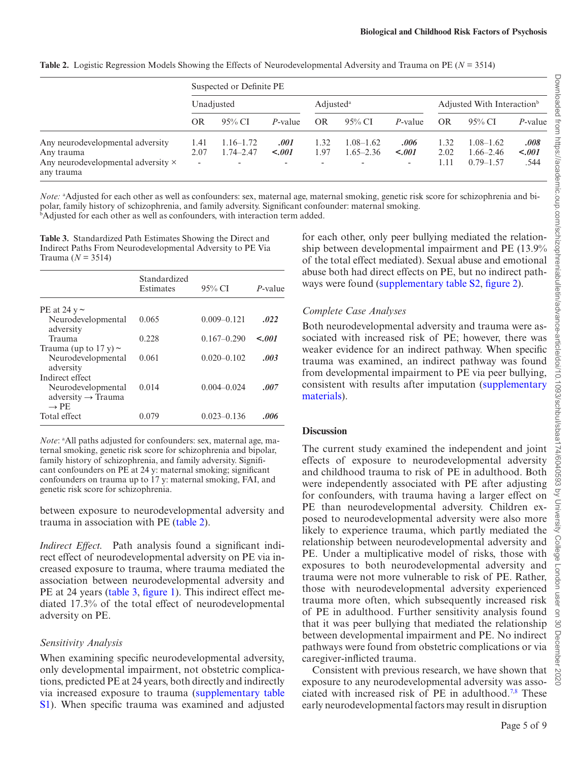**Table 2.** Logistic Regression Models Showing the Effects of Neurodevelopmental Adversity and Trauma on PE (*N* = 3514)

| | Suspected or Definite PE | | | | | | | | |
|---|---|---|---|---|---|---|---|---|---|
| | Unadjusted | | | Adjusted[a] | | | Adjusted With Interaction[b] | | |
| | OR | 95% CI | *P*-value | OR | 95% CI | *P*-value | OR | 95% CI | *P*-value |
| Any neurodevelopmental adversity | 1.41 | 1.16–1.72 | ***.001*** | 1.32 | 1.08–1.62 | ***.006*** | 1.32 | 1.08–1.62 | ***.008*** |
| Any trauma | 2.07 | 1.74–2.47 | ***<.001*** | 1.97 | 1.65–2.36 | ***<.001*** | 2.02 | 1.66–2.46 | ***<.001*** |
| Any neurodevelopmental adversity × any trauma | - | - | - | - | - | - | 1.11 | 0.79–1.57 | .544 |

*Note:* [a]Adjusted for each other as well as confounders: sex, maternal age, maternal smoking, genetic risk score for schizophrenia and bipolar, family history of schizophrenia, and family adversity. Significant confounder: maternal smoking.
[b]Adjusted for each other as well as confounders, with interaction term added.

**Table 3.** Standardized Path Estimates Showing the Direct and Indirect Paths From Neurodevelopmental Adversity to PE Via Trauma (*N* = 3514)

| | Standardized Estimates | 95% CI | *P*-value |
|---|---|---|---|
| PE at 24 y ~ | | | |
| Neurodevelopmental adversity | 0.065 | 0.009–0.121 | ***.022*** |
| Trauma | 0.228 | 0.167–0.290 | ***<.001*** |
| Trauma (up to 17 y) ~ | | | |
| Neurodevelopmental adversity | 0.061 | 0.020–0.102 | ***.003*** |
| Indirect effect | | | |
| Neurodevelopmental adversity → Trauma → PE | 0.014 | 0.004–0.024 | ***.007*** |
| Total effect | 0.079 | 0.023–0.136 | ***.006*** |

*Note*: [a]All paths adjusted for confounders: sex, maternal age, maternal smoking, genetic risk score for schizophrenia and bipolar, family history of schizophrenia, and family adversity. Significant confounders on PE at 24 y: maternal smoking; significant confounders on trauma up to 17 y: maternal smoking, FAI, and genetic risk score for schizophrenia.

between exposure to neurodevelopmental adversity and trauma in association with PE (table 2).

*Indirect Effect.* Path analysis found a significant indirect effect of neurodevelopmental adversity on PE via increased exposure to trauma, where trauma mediated the association between neurodevelopmental adversity and PE at 24 years (table 3, figure 1). This indirect effect mediated 17.3% of the total effect of neurodevelopmental adversity on PE.

### *Sensitivity Analysis*

When examining specific neurodevelopmental adversity, only developmental impairment, not obstetric complications, predicted PE at 24 years, both directly and indirectly via increased exposure to trauma (supplementary table S1). When specific trauma was examined and adjusted for each other, only peer bullying mediated the relationship between developmental impairment and PE (13.9% of the total effect mediated). Sexual abuse and emotional abuse both had direct effects on PE, but no indirect pathways were found (supplementary table S2, figure 2).

### *Complete Case Analyses*

Both neurodevelopmental adversity and trauma were associated with increased risk of PE; however, there was weaker evidence for an indirect pathway. When specific trauma was examined, an indirect pathway was found from developmental impairment to PE via peer bullying, consistent with results after imputation (supplementary materials).

## Discussion

The current study examined the independent and joint effects of exposure to neurodevelopmental adversity and childhood trauma to risk of PE in adulthood. Both were independently associated with PE after adjusting for confounders, with trauma having a larger effect on PE than neurodevelopmental adversity. Children exposed to neurodevelopmental adversity were also more likely to experience trauma, which partly mediated the relationship between neurodevelopmental adversity and PE. Under a multiplicative model of risks, those with exposures to both neurodevelopmental adversity and trauma were not more vulnerable to risk of PE. Rather, those with neurodevelopmental adversity experienced trauma more often, which subsequently increased risk of PE in adulthood. Further sensitivity analysis found that it was peer bullying that mediated the relationship between developmental impairment and PE. No indirect pathways were found from obstetric complications or via caregiver-inflicted trauma.

Consistent with previous research, we have shown that exposure to any neurodevelopmental adversity was associated with increased risk of PE in adulthood.[7,8] These early neurodevelopmental factors may result in disruption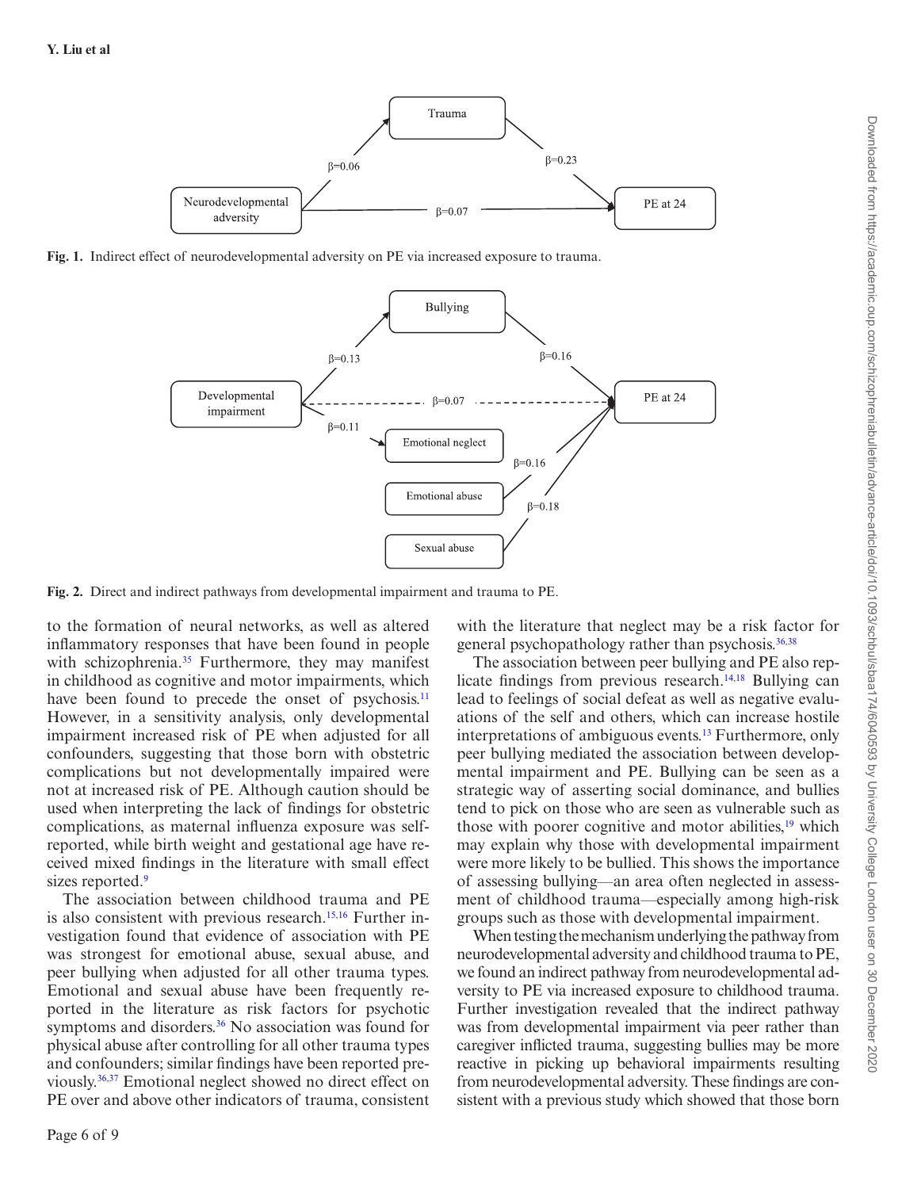Fig. 1. Indirect effect of neurodevelopmental adversity on PE via increased exposure to trauma.

Fig. 2. Direct and indirect pathways from developmental impairment and trauma to PE.

to the formation of neural networks, as well as altered inflammatory responses that have been found in people with schizophrenia.[35] Furthermore, they may manifest in childhood as cognitive and motor impairments, which have been found to precede the onset of psychosis.[11] However, in a sensitivity analysis, only developmental impairment increased risk of PE when adjusted for all confounders, suggesting that those born with obstetric complications but not developmentally impaired were not at increased risk of PE. Although caution should be used when interpreting the lack of findings for obstetric complications, as maternal influenza exposure was self-reported, while birth weight and gestational age have received mixed findings in the literature with small effect sizes reported.[9]

The association between childhood trauma and PE is also consistent with previous research.[15,16] Further investigation found that evidence of association with PE was strongest for emotional abuse, sexual abuse, and peer bullying when adjusted for all other trauma types. Emotional and sexual abuse have been frequently reported in the literature as risk factors for psychotic symptoms and disorders.[36] No association was found for physical abuse after controlling for all other trauma types and confounders; similar findings have been reported previously.[36,37] Emotional neglect showed no direct effect on PE over and above other indicators of trauma, consistent with the literature that neglect may be a risk factor for general psychopathology rather than psychosis.[36,38]

The association between peer bullying and PE also replicate findings from previous research.[14,18] Bullying can lead to feelings of social defeat as well as negative evaluations of the self and others, which can increase hostile interpretations of ambiguous events.[13] Furthermore, only peer bullying mediated the association between developmental impairment and PE. Bullying can be seen as a strategic way of asserting social dominance, and bullies tend to pick on those who are seen as vulnerable such as those with poorer cognitive and motor abilities,[19] which may explain why those with developmental impairment were more likely to be bullied. This shows the importance of assessing bullying—an area often neglected in assessment of childhood trauma—especially among high-risk groups such as those with developmental impairment.

When testing the mechanism underlying the pathway from neurodevelopmental adversity and childhood trauma to PE, we found an indirect pathway from neurodevelopmental adversity to PE via increased exposure to childhood trauma. Further investigation revealed that the indirect pathway was from developmental impairment via peer rather than caregiver inflicted trauma, suggesting bullies may be more reactive in picking up behavioral impairments resulting from neurodevelopmental adversity. These findings are consistent with a previous study which showed that those born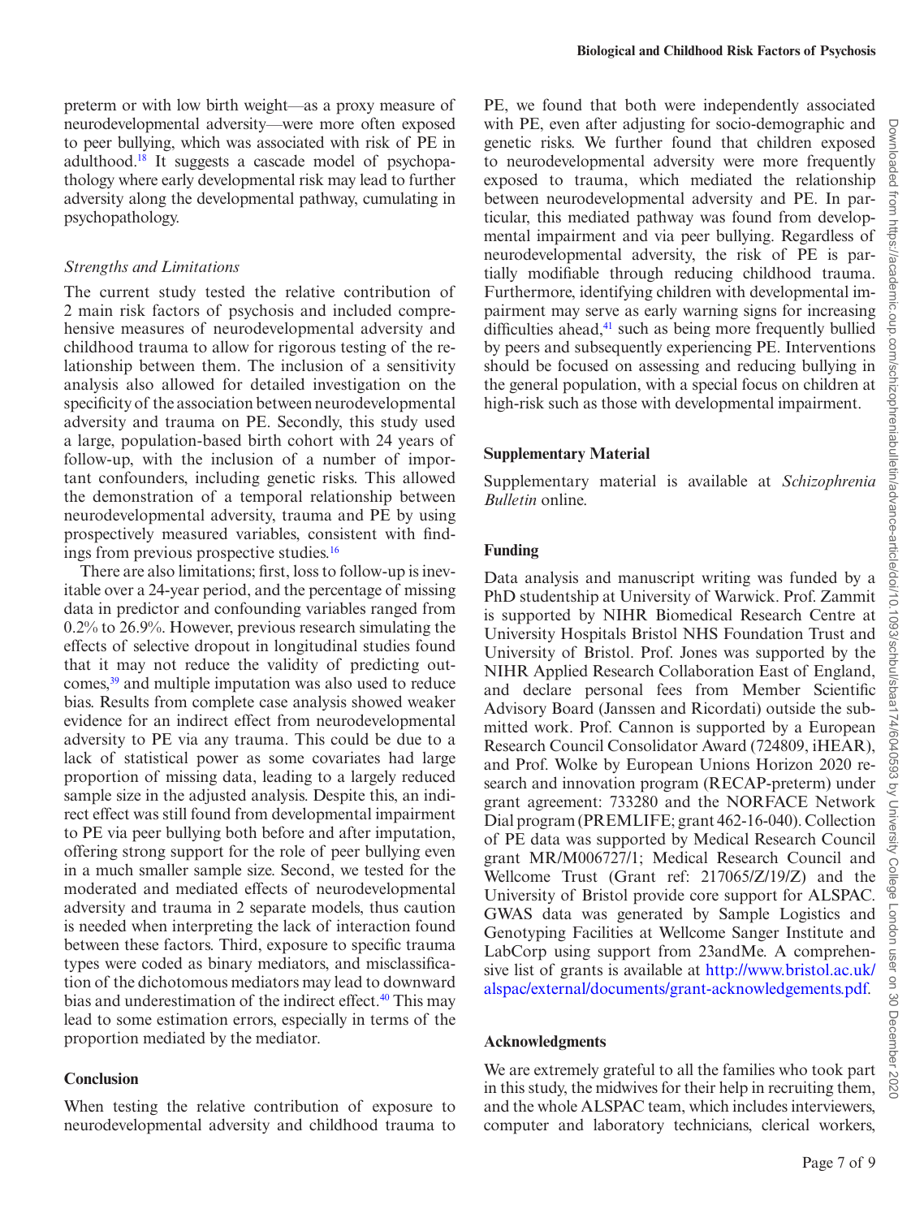preterm or with low birth weight—as a proxy measure of neurodevelopmental adversity—were more often exposed to peer bullying, which was associated with risk of PE in adulthood.[18] It suggests a cascade model of psychopathology where early developmental risk may lead to further adversity along the developmental pathway, cumulating in psychopathology.

### *Strengths and Limitations*

The current study tested the relative contribution of 2 main risk factors of psychosis and included comprehensive measures of neurodevelopmental adversity and childhood trauma to allow for rigorous testing of the relationship between them. The inclusion of a sensitivity analysis also allowed for detailed investigation on the specificity of the association between neurodevelopmental adversity and trauma on PE. Secondly, this study used a large, population-based birth cohort with 24 years of follow-up, with the inclusion of a number of important confounders, including genetic risks. This allowed the demonstration of a temporal relationship between neurodevelopmental adversity, trauma and PE by using prospectively measured variables, consistent with findings from previous prospective studies.[16]

There are also limitations; first, loss to follow-up is inevitable over a 24-year period, and the percentage of missing data in predictor and confounding variables ranged from 0.2% to 26.9%. However, previous research simulating the effects of selective dropout in longitudinal studies found that it may not reduce the validity of predicting outcomes,[39] and multiple imputation was also used to reduce bias. Results from complete case analysis showed weaker evidence for an indirect effect from neurodevelopmental adversity to PE via any trauma. This could be due to a lack of statistical power as some covariates had large proportion of missing data, leading to a largely reduced sample size in the adjusted analysis. Despite this, an indirect effect was still found from developmental impairment to PE via peer bullying both before and after imputation, offering strong support for the role of peer bullying even in a much smaller sample size. Second, we tested for the moderated and mediated effects of neurodevelopmental adversity and trauma in 2 separate models, thus caution is needed when interpreting the lack of interaction found between these factors. Third, exposure to specific trauma types were coded as binary mediators, and misclassification of the dichotomous mediators may lead to downward bias and underestimation of the indirect effect.[40] This may lead to some estimation errors, especially in terms of the proportion mediated by the mediator.

## Conclusion

When testing the relative contribution of exposure to neurodevelopmental adversity and childhood trauma to PE, we found that both were independently associated with PE, even after adjusting for socio-demographic and genetic risks. We further found that children exposed to neurodevelopmental adversity were more frequently exposed to trauma, which mediated the relationship between neurodevelopmental adversity and PE. In particular, this mediated pathway was found from developmental impairment and via peer bullying. Regardless of neurodevelopmental adversity, the risk of PE is partially modifiable through reducing childhood trauma. Furthermore, identifying children with developmental impairment may serve as early warning signs for increasing difficulties ahead,[41] such as being more frequently bullied by peers and subsequently experiencing PE. Interventions should be focused on assessing and reducing bullying in the general population, with a special focus on children at high-risk such as those with developmental impairment.

## Supplementary Material

Supplementary material is available at *Schizophrenia Bulletin* online.

## Funding

Data analysis and manuscript writing was funded by a PhD studentship at University of Warwick. Prof. Zammit is supported by NIHR Biomedical Research Centre at University Hospitals Bristol NHS Foundation Trust and University of Bristol. Prof. Jones was supported by the NIHR Applied Research Collaboration East of England, and declare personal fees from Member Scientific Advisory Board (Janssen and Ricordati) outside the submitted work. Prof. Cannon is supported by a European Research Council Consolidator Award (724809, iHEAR), and Prof. Wolke by European Unions Horizon 2020 research and innovation program (RECAP-preterm) under grant agreement: 733280 and the NORFACE Network Dial program (PREMLIFE; grant 462-16-040). Collection of PE data was supported by Medical Research Council grant MR/M006727/1; Medical Research Council and Wellcome Trust (Grant ref: 217065/Z/19/Z) and the University of Bristol provide core support for ALSPAC. GWAS data was generated by Sample Logistics and Genotyping Facilities at Wellcome Sanger Institute and LabCorp using support from 23andMe. A comprehensive list of grants is available at http://www.bristol.ac.uk/alspac/external/documents/grant-acknowledgements.pdf.

## Acknowledgments

We are extremely grateful to all the families who took part in this study, the midwives for their help in recruiting them, and the whole ALSPAC team, which includes interviewers, computer and laboratory technicians, clerical workers,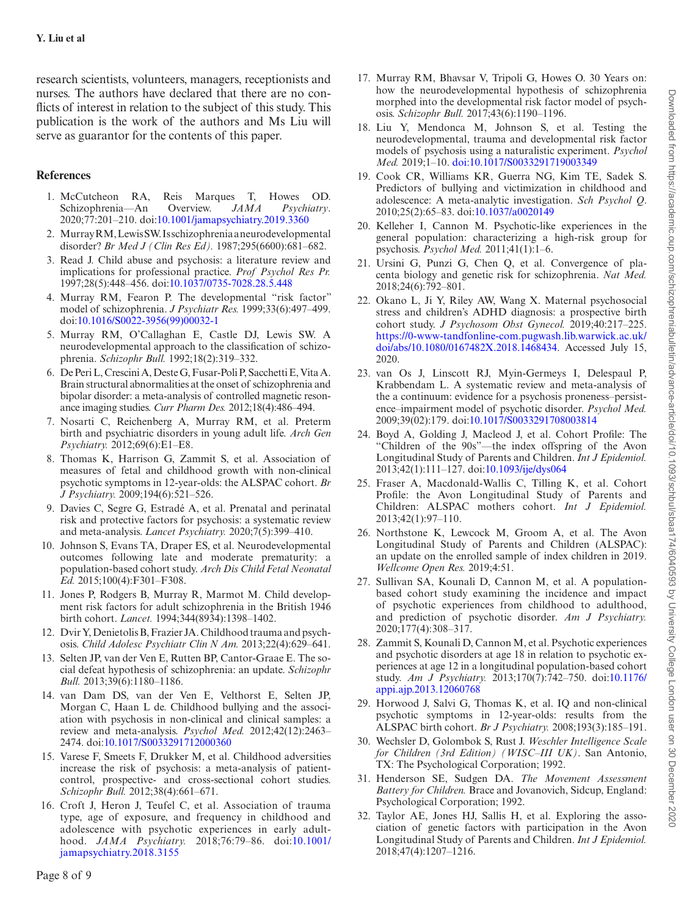research scientists, volunteers, managers, receptionists and nurses. The authors have declared that there are no conflicts of interest in relation to the subject of this study. This publication is the work of the authors and Ms Liu will serve as guarantor for the contents of this paper.

## References

1. McCutcheon RA, Reis Marques T, Howes OD. Schizophrenia—An Overview. *JAMA Psychiatry*. 2020;77:201–210. doi:10.1001/jamapsychiatry.2019.3360
2. Murray RM, Lewis SW. Is schizophrenia a neurodevelopmental disorder? *Br Med J (Clin Res Ed).* 1987;295(6600):681–682.
3. Read J. Child abuse and psychosis: a literature review and implications for professional practice. *Prof Psychol Res Pr.* 1997;28(5):448–456. doi:10.1037/0735-7028.28.5.448
4. Murray RM, Fearon P. The developmental "risk factor" model of schizophrenia. *J Psychiatr Res.* 1999;33(6):497–499. doi:10.1016/S0022-3956(99)00032-1
5. Murray RM, O'Callaghan E, Castle DJ, Lewis SW. A neurodevelopmental approach to the classification of schizophrenia. *Schizophr Bull.* 1992;18(2):319–332.
6. De Peri L, Crescini A, Deste G, Fusar-Poli P, Sacchetti E, Vita A. Brain structural abnormalities at the onset of schizophrenia and bipolar disorder: a meta-analysis of controlled magnetic resonance imaging studies. *Curr Pharm Des.* 2012;18(4):486–494.
7. Nosarti C, Reichenberg A, Murray RM, et al. Preterm birth and psychiatric disorders in young adult life. *Arch Gen Psychiatry.* 2012;69(6):E1–E8.
8. Thomas K, Harrison G, Zammit S, et al. Association of measures of fetal and childhood growth with non-clinical psychotic symptoms in 12-year-olds: the ALSPAC cohort. *Br J Psychiatry.* 2009;194(6):521–526.
9. Davies C, Segre G, Estradé A, et al. Prenatal and perinatal risk and protective factors for psychosis: a systematic review and meta-analysis. *Lancet Psychiatry.* 2020;7(5):399–410.
10. Johnson S, Evans TA, Draper ES, et al. Neurodevelopmental outcomes following late and moderate prematurity: a population-based cohort study. *Arch Dis Child Fetal Neonatal Ed.* 2015;100(4):F301–F308.
11. Jones P, Rodgers B, Murray R, Marmot M. Child development risk factors for adult schizophrenia in the British 1946 birth cohort. *Lancet.* 1994;344(8934):1398–1402.
12. Dvir Y, Denietolis B, Frazier JA. Childhood trauma and psychosis. *Child Adolesc Psychiatr Clin N Am.* 2013;22(4):629–641.
13. Selten JP, van der Ven E, Rutten BP, Cantor-Graae E. The social defeat hypothesis of schizophrenia: an update. *Schizophr Bull.* 2013;39(6):1180–1186.
14. van Dam DS, van der Ven E, Velthorst E, Selten JP, Morgan C, Haan L de. Childhood bullying and the association with psychosis in non-clinical and clinical samples: a review and meta-analysis. *Psychol Med.* 2012;42(12):2463–2474. doi:10.1017/S0033291712000360
15. Varese F, Smeets F, Drukker M, et al. Childhood adversities increase the risk of psychosis: a meta-analysis of patient-control, prospective- and cross-sectional cohort studies. *Schizophr Bull.* 2012;38(4):661–671.
16. Croft J, Heron J, Teufel C, et al. Association of trauma type, age of exposure, and frequency in childhood and adolescence with psychotic experiences in early adulthood. *JAMA Psychiatry.* 2018;76:79–86. doi:10.1001/jamapsychiatry.2018.3155
17. Murray RM, Bhavsar V, Tripoli G, Howes O. 30 Years on: how the neurodevelopmental hypothesis of schizophrenia morphed into the developmental risk factor model of psychosis. *Schizophr Bull.* 2017;43(6):1190–1196.
18. Liu Y, Mendonca M, Johnson S, et al. Testing the neurodevelopmental, trauma and developmental risk factor models of psychosis using a naturalistic experiment. *Psychol Med.* 2019;1–10. doi:10.1017/S0033291719003349
19. Cook CR, Williams KR, Guerra NG, Kim TE, Sadek S. Predictors of bullying and victimization in childhood and adolescence: A meta-analytic investigation. *Sch Psychol Q.* 2010;25(2):65–83. doi:10.1037/a0020149
20. Kelleher I, Cannon M. Psychotic-like experiences in the general population: characterizing a high-risk group for psychosis. *Psychol Med.* 2011;41(1):1–6.
21. Ursini G, Punzi G, Chen Q, et al. Convergence of placenta biology and genetic risk for schizophrenia. *Nat Med.* 2018;24(6):792–801.
22. Okano L, Ji Y, Riley AW, Wang X. Maternal psychosocial stress and children's ADHD diagnosis: a prospective birth cohort study. *J Psychosom Obst Gynecol.* 2019;40:217–225. https://0-www-tandfonline-com.pugwash.lib.warwick.ac.uk/doi/abs/10.1080/0167482X.2018.1468434. Accessed July 15, 2020.
23. van Os J, Linscott RJ, Myin-Germeys I, Delespaul P, Krabbendam L. A systematic review and meta-analysis of the a continuum: evidence for a psychosis proneness–persistence–impairment model of psychotic disorder. *Psychol Med.* 2009;39(02):179. doi:10.1017/S0033291708003814
24. Boyd A, Golding J, Macleod J, et al. Cohort Profile: The "Children of the 90s"—the index offspring of the Avon Longitudinal Study of Parents and Children. *Int J Epidemiol.* 2013;42(1):111–127. doi:10.1093/ije/dys064
25. Fraser A, Macdonald-Wallis C, Tilling K, et al. Cohort Profile: the Avon Longitudinal Study of Parents and Children: ALSPAC mothers cohort. *Int J Epidemiol.* 2013;42(1):97–110.
26. Northstone K, Lewcock M, Groom A, et al. The Avon Longitudinal Study of Parents and Children (ALSPAC): an update on the enrolled sample of index children in 2019. *Wellcome Open Res.* 2019;4:51.
27. Sullivan SA, Kounali D, Cannon M, et al. A population-based cohort study examining the incidence and impact of psychotic experiences from childhood to adulthood, and prediction of psychotic disorder. *Am J Psychiatry.* 2020;177(4):308–317.
28. Zammit S, Kounali D, Cannon M, et al. Psychotic experiences and psychotic disorders at age 18 in relation to psychotic experiences at age 12 in a longitudinal population-based cohort study. *Am J Psychiatry.* 2013;170(7):742–750. doi:10.1176/appi.ajp.2013.12060768
29. Horwood J, Salvi G, Thomas K, et al. IQ and non-clinical psychotic symptoms in 12-year-olds: results from the ALSPAC birth cohort. *Br J Psychiatry.* 2008;193(3):185–191.
30. Wechsler D, Golombok S, Rust J. *Weschler Intelligence Scale for Children (3rd Edition) (WISC–III UK)*. San Antonio, TX: The Psychological Corporation; 1992.
31. Henderson SE, Sudgen DA. *The Movement Assessment Battery for Children.* Brace and Jovanovich, Sidcup, England: Psychological Corporation; 1992.
32. Taylor AE, Jones HJ, Sallis H, et al. Exploring the association of genetic factors with participation in the Avon Longitudinal Study of Parents and Children. *Int J Epidemiol.* 2018;47(4):1207–1216.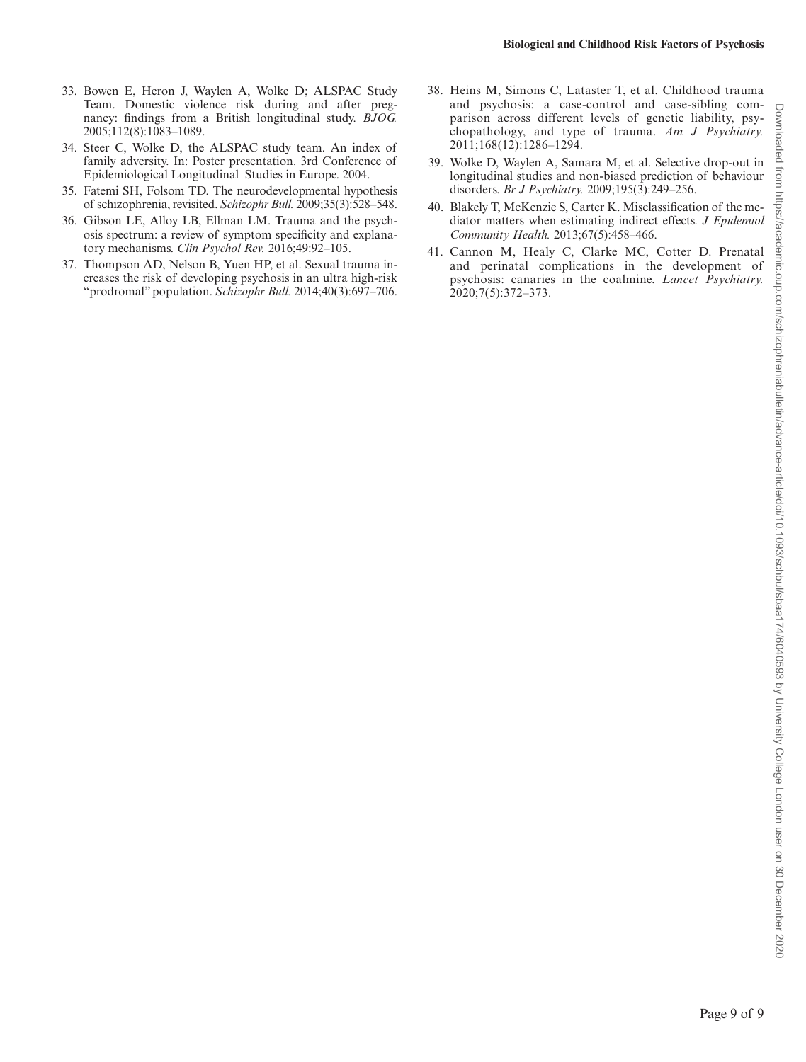33. Bowen E, Heron J, Waylen A, Wolke D; ALSPAC Study Team. Domestic violence risk during and after pregnancy: findings from a British longitudinal study. *BJOG.* 2005;112(8):1083–1089.
34. Steer C, Wolke D, the ALSPAC study team. An index of family adversity. In: Poster presentation. 3rd Conference of Epidemiological Longitudinal Studies in Europe. 2004.
35. Fatemi SH, Folsom TD. The neurodevelopmental hypothesis of schizophrenia, revisited. *Schizophr Bull.* 2009;35(3):528–548.
36. Gibson LE, Alloy LB, Ellman LM. Trauma and the psychosis spectrum: a review of symptom specificity and explanatory mechanisms. *Clin Psychol Rev.* 2016;49:92–105.
37. Thompson AD, Nelson B, Yuen HP, et al. Sexual trauma increases the risk of developing psychosis in an ultra high-risk "prodromal" population. *Schizophr Bull.* 2014;40(3):697–706.
38. Heins M, Simons C, Lataster T, et al. Childhood trauma and psychosis: a case-control and case-sibling comparison across different levels of genetic liability, psychopathology, and type of trauma. *Am J Psychiatry.* 2011;168(12):1286–1294.
39. Wolke D, Waylen A, Samara M, et al. Selective drop-out in longitudinal studies and non-biased prediction of behaviour disorders. *Br J Psychiatry.* 2009;195(3):249–256.
40. Blakely T, McKenzie S, Carter K. Misclassification of the mediator matters when estimating indirect effects. *J Epidemiol Community Health.* 2013;67(5):458–466.
41. Cannon M, Healy C, Clarke MC, Cotter D. Prenatal and perinatal complications in the development of psychosis: canaries in the coalmine. *Lancet Psychiatry.* 2020;7(5):372–373.